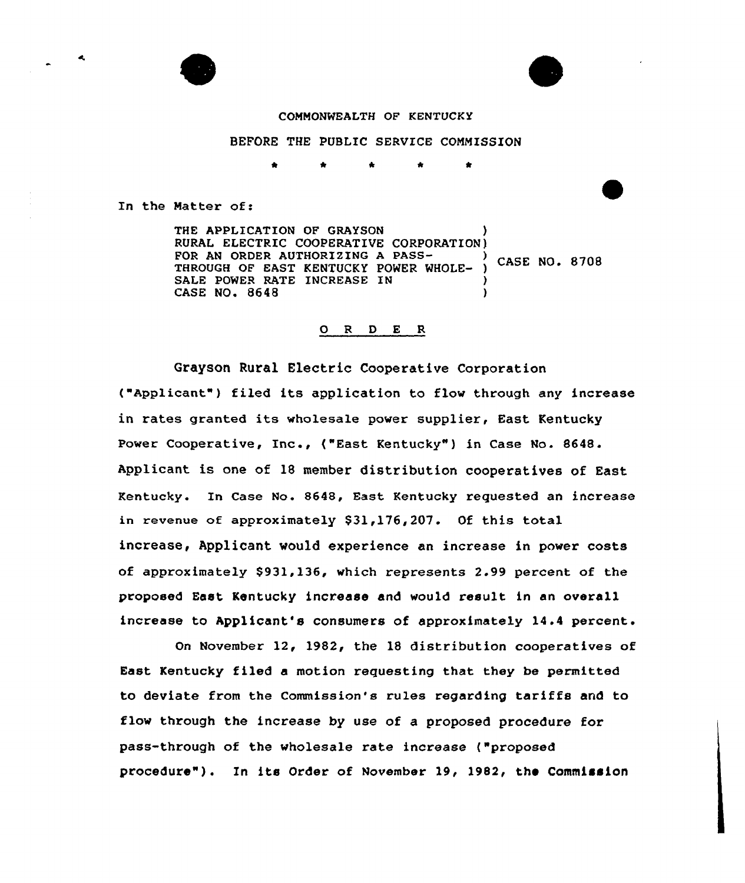COMMONWEALTH OF KENTUCKY

BEFORE THE PUBLIC SERVICE COMMISSION

\* \* \* \* \*

In the Matter of:

THE APPLICATION OF GRAYSON RURAL ELECTRIC COOPERATIVE CORPORATION FOR AN ORDER AUTHORIZING A PASS-THROUGH OF EAST KENTUCKY POWER WHOLESALE POWER RATE INCREASE IN CASE NO. 8648 ) CASE NO. 8708

O R D E R

Grayson Rural Electric Cooperative Corporation ("Applicant") filed its application to flow through any increase in rates granted its wholesale power supplier, East Kentucky Power Cooperative, Inc., ("East Kentucky") in Case No. 8648. Applicant is one of 18 member distribution cooperatives of East Kentucky. In Case No. 8648, East Kentucky requested an increase in revenue of approximately $31,176,207. Of this total increase, Applicant would experience an increase in power costs of approximately $931,136, which represents 2.99 percent of the proposed East Kentucky increase and would result in an overall increase to Applicant's consumers of approximately 14.4 percent.

On November 12, 1982, the 18 distribution cooperatives of East Kentucky filed a motion requesting that they be permitted to deviate from the Commission's rules regarding tariffs and to flow through the increase by use of a proposed procedure for pass-through of the wholesale rate increase ("proposed procedure"). In its Order of November 19, 1982, the Commission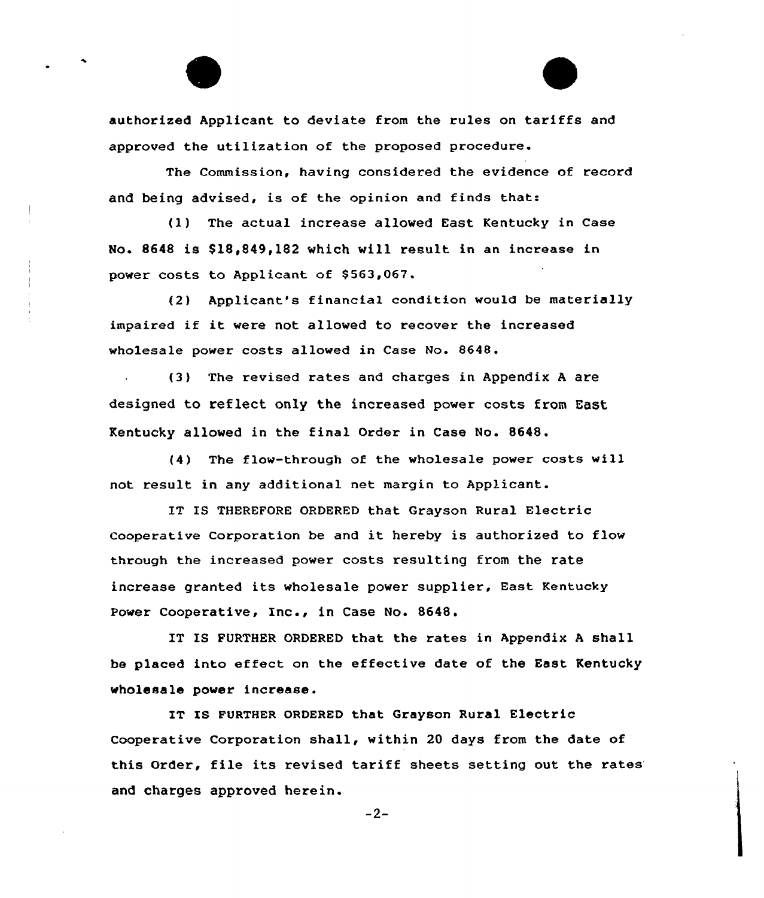authorized Applicant to deviate from the rules on tariffs and approved the utilization of the proposed procedure.

The Commission, having considered the evidence of record and being advised, is of the opinion and finds that:

(1) The actual increase allowed East Kentucky in Case No. 8648 is $18,849,182 which will result in an increase in power costs to Applicant of $563,067.

(2) Applicant's financial condition would be materially impaired if it were not allowed to recover the increased wholesale power costs allowed in Case No. 8648.

(3) The revised rates and charges in Appendix A are designed to reflect only the increased power costs from East Kentucky allowed in the final Order in Case No. 8648.

(4) The flow-through of the wholesale power costs will not result in any additional net margin to Applicant.

IT IS THEREFORE ORDERED that Grayson Rural Electric Cooperative Corporation be and it hereby is authorized to flow through the increased power costs resulting from the rate increase granted its wholesale power supplier, East Kentucky Power Cooperative, Inc., in Case No. 8648.

IT IS FURTHER ORDERED that the rates in Appendix A shall be placed into effect on the effective date of the East Kentucky wholesale power increase.

IT IS FURTHER ORDERED that Grayson Rural Electric Cooperative Corporation shall, within 20 days from the date of this Order, file its revised tariff sheets setting out the rates and charges approved herein.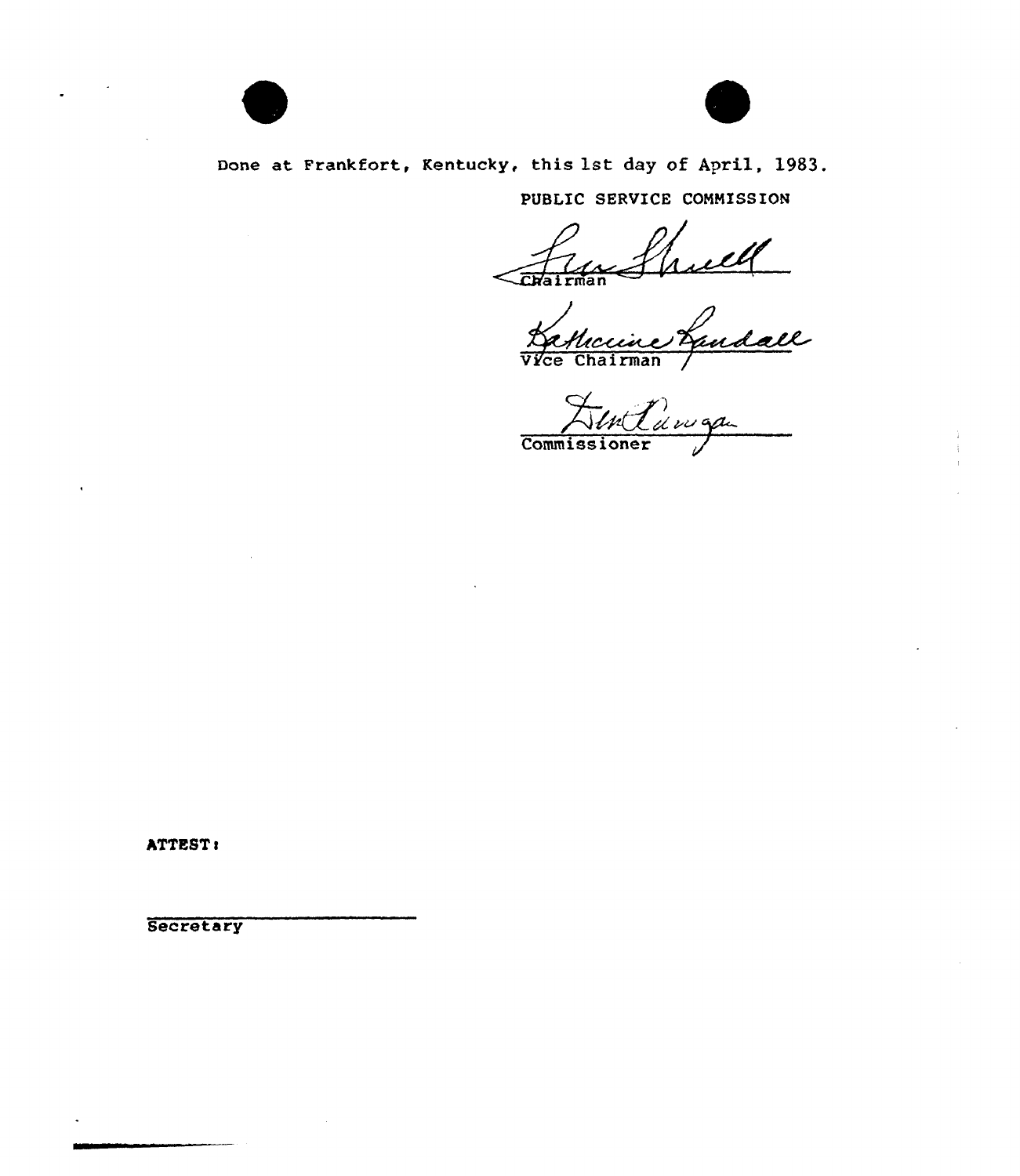Done at Frankfort, Kentucky, this 1st day of April, 1983.

PUBLIC SERVICE COMMISSION

Chairman

Vice Chairman

Commissioner

ATTEST:

Secretary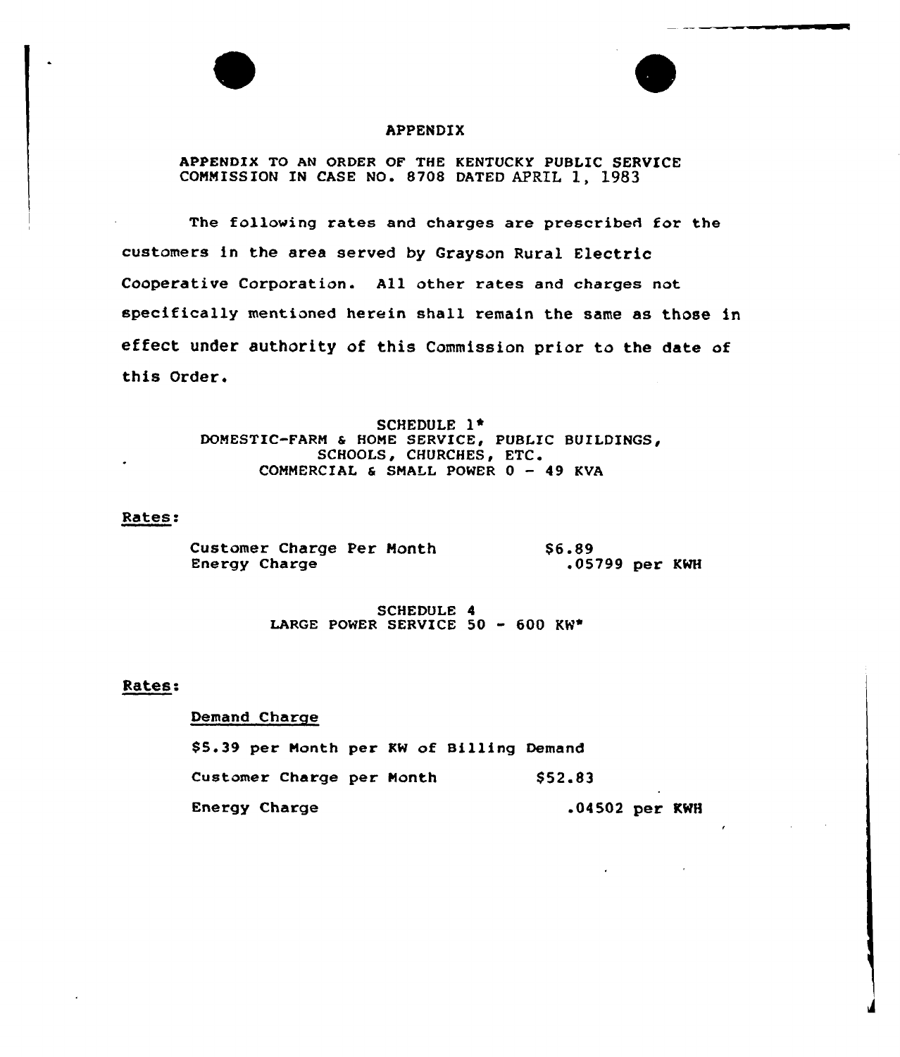# APPENDIX

APPENDIX TO AN ORDER OF THE KENTUCKY PUBLIC SERVICE COMMISSION IN CASE NO. 8708 DATED APRIL 1, 1983

The following rates and charges are prescribed for the customers in the area served by Grayson Rural Electric Cooperative Corporation. All other rates and charges not specifically mentioned herein shall remain the same as those in effect under authority of this Commission prior to the date of this Order.

SCHEDULE 1*
DOMESTIC-FARM & HOME SERVICE, PUBLIC BUILDINGS, SCHOOLS, CHURCHES, ETC.
COMMERCIAL & SMALL POWER 0 - 49 KVA

Rates:

| | |
|---|---|
| Customer Charge Per Month | $6.89 |
| Energy Charge | .05799 per KWH |

SCHEDULE 4
LARGE POWER SERVICE 50 - 600 KW*

Rates:

Demand Charge

$5.39 per Month per KW of Billing Demand

| | |
|---|---|
| Customer Charge per Month | $52.83 |
| Energy Charge | .04502 per KWH |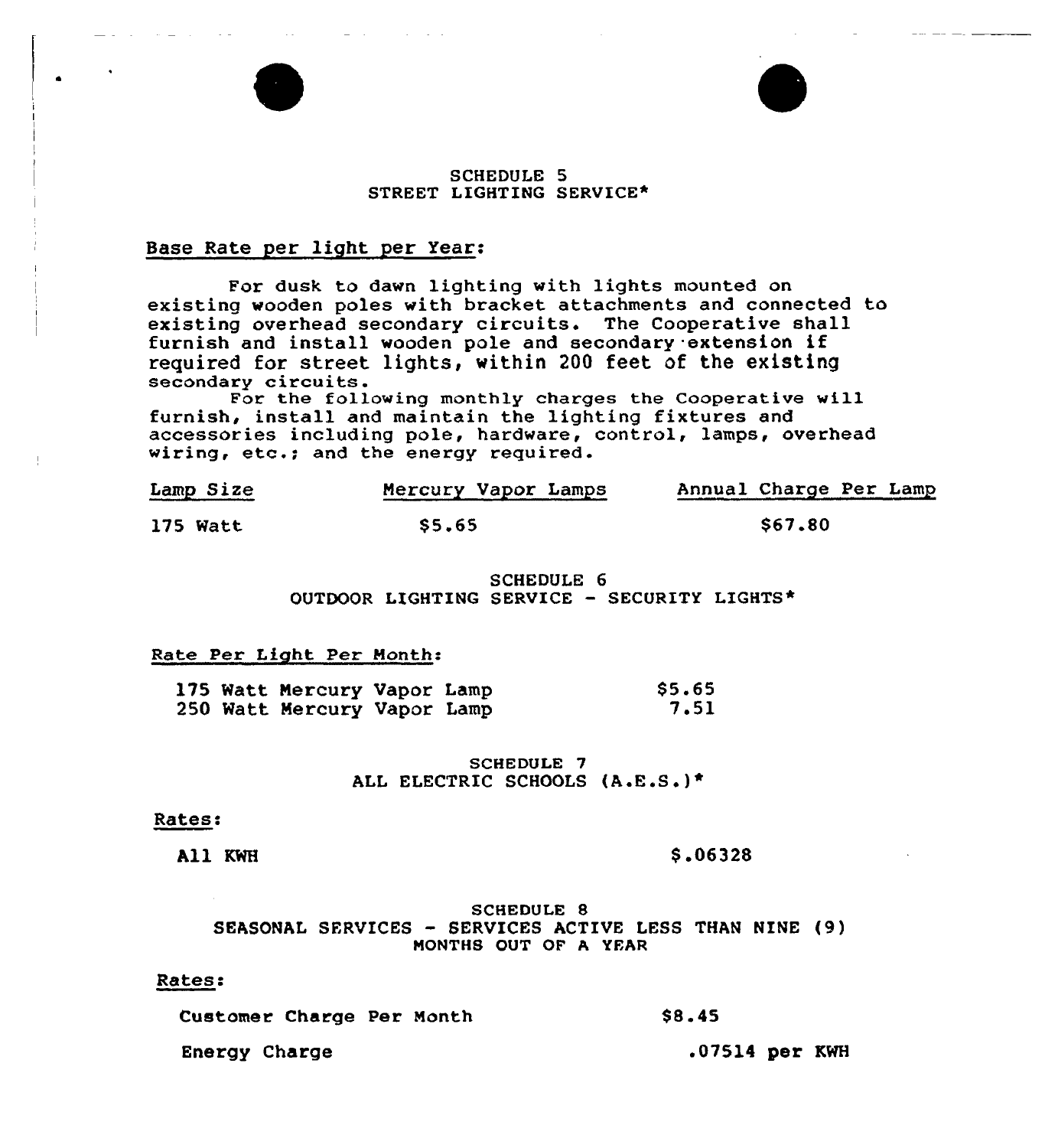## SCHEDULE 5
## STREET LIGHTING SERVICE*

Base Rate per light per Year:

For dusk to dawn lighting with lights mounted on existing wooden poles with bracket attachments and connected to existing overhead secondary circuits. The Cooperative shall furnish and install wooden pole and secondary extension if required for street lights, within 200 feet of the existing secondary circuits.

For the following monthly charges the Cooperative will furnish, install and maintain the lighting fixtures and accessories including pole, hardware, control, lamps, overhead wiring, etc.; and the energy required.

| Lamp Size | Mercury Vapor Lamps | Annual Charge Per Lamp |
|---|---|---|
| 175 Watt | $5.65 | $67.80 |

## SCHEDULE 6
## OUTDOOR LIGHTING SERVICE - SECURITY LIGHTS*

Rate Per Light Per Month:

| | |
|---|---|
| 175 Watt Mercury Vapor Lamp | $5.65 |
| 250 Watt Mercury Vapor Lamp | 7.51 |

## SCHEDULE 7
## ALL ELECTRIC SCHOOLS (A.E.S.)*

Rates:

| | |
|---|---|
| All KWH | $.06328 |

## SCHEDULE 8
## SEASONAL SERVICES - SERVICES ACTIVE LESS THAN NINE (9) MONTHS OUT OF A YEAR

Rates:

| | |
|---|---|
| Customer Charge Per Month | $8.45 |
| Energy Charge | .07514 per KWH |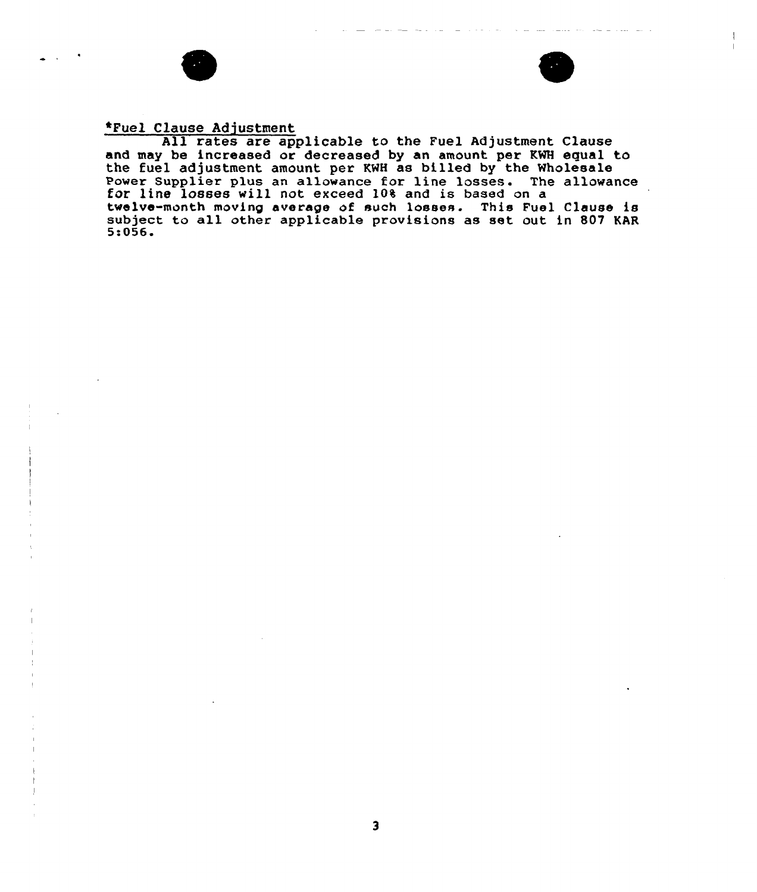*Fuel Clause Adjustment

All rates are applicable to the Fuel Adjustment Clause and may be increased or decreased by an amount per KWH equal to the fuel adjustment amount per KWH as billed by the Wholesale Power Supplier plus an allowance for line losses. The allowance for line losses will not exceed 10% and is based on a twelve-month moving average of such losses. This Fuel Clause is subject to all other applicable provisions as set out in 807 KAR 5:056.